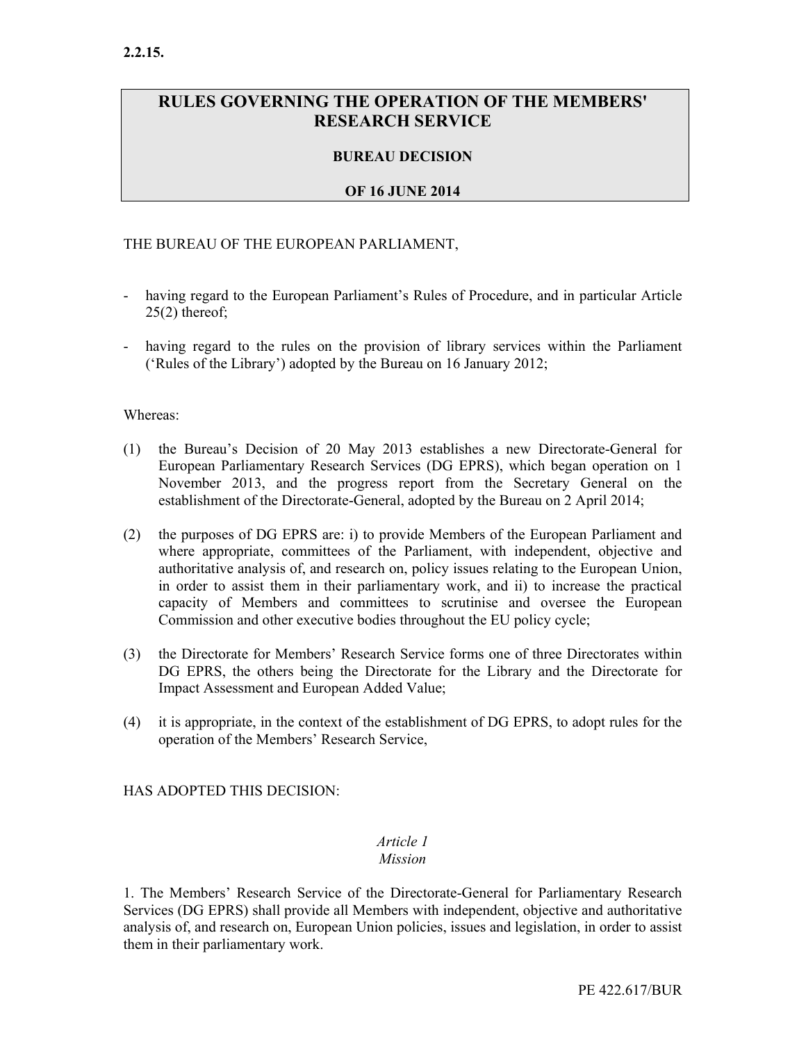**2.2.15.**

# RULES GOVERNING THE OPERATION OF THE MEMBERS' RESEARCH SERVICE

**BUREAU DECISION**

**OF 16 JUNE 2014**

THE BUREAU OF THE EUROPEAN PARLIAMENT,

- having regard to the European Parliament's Rules of Procedure, and in particular Article 25(2) thereof;

- having regard to the rules on the provision of library services within the Parliament ('Rules of the Library') adopted by the Bureau on 16 January 2012;

Whereas:

(1) the Bureau's Decision of 20 May 2013 establishes a new Directorate-General for European Parliamentary Research Services (DG EPRS), which began operation on 1 November 2013, and the progress report from the Secretary General on the establishment of the Directorate-General, adopted by the Bureau on 2 April 2014;

(2) the purposes of DG EPRS are: i) to provide Members of the European Parliament and where appropriate, committees of the Parliament, with independent, objective and authoritative analysis of, and research on, policy issues relating to the European Union, in order to assist them in their parliamentary work, and ii) to increase the practical capacity of Members and committees to scrutinise and oversee the European Commission and other executive bodies throughout the EU policy cycle;

(3) the Directorate for Members' Research Service forms one of three Directorates within DG EPRS, the others being the Directorate for the Library and the Directorate for Impact Assessment and European Added Value;

(4) it is appropriate, in the context of the establishment of DG EPRS, to adopt rules for the operation of the Members' Research Service,

HAS ADOPTED THIS DECISION:

*Article 1*
*Mission*

1. The Members' Research Service of the Directorate-General for Parliamentary Research Services (DG EPRS) shall provide all Members with independent, objective and authoritative analysis of, and research on, European Union policies, issues and legislation, in order to assist them in their parliamentary work.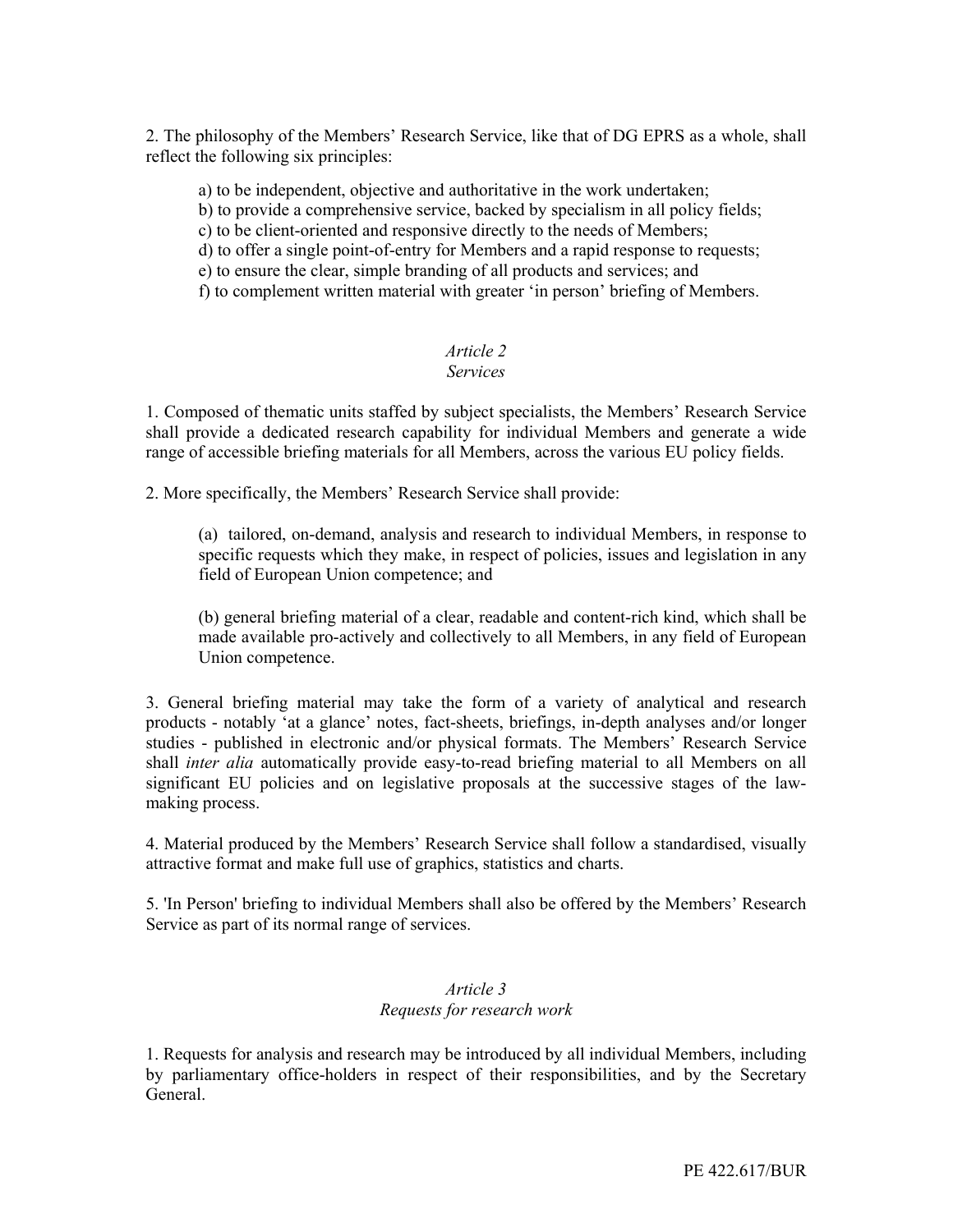2. The philosophy of the Members' Research Service, like that of DG EPRS as a whole, shall reflect the following six principles:

a) to be independent, objective and authoritative in the work undertaken;
b) to provide a comprehensive service, backed by specialism in all policy fields;
c) to be client-oriented and responsive directly to the needs of Members;
d) to offer a single point-of-entry for Members and a rapid response to requests;
e) to ensure the clear, simple branding of all products and services; and
f) to complement written material with greater 'in person' briefing of Members.

*Article 2*
*Services*

1. Composed of thematic units staffed by subject specialists, the Members' Research Service shall provide a dedicated research capability for individual Members and generate a wide range of accessible briefing materials for all Members, across the various EU policy fields.

2. More specifically, the Members' Research Service shall provide:

(a) tailored, on-demand, analysis and research to individual Members, in response to specific requests which they make, in respect of policies, issues and legislation in any field of European Union competence; and

(b) general briefing material of a clear, readable and content-rich kind, which shall be made available pro-actively and collectively to all Members, in any field of European Union competence.

3. General briefing material may take the form of a variety of analytical and research products - notably 'at a glance' notes, fact-sheets, briefings, in-depth analyses and/or longer studies - published in electronic and/or physical formats. The Members' Research Service shall *inter alia* automatically provide easy-to-read briefing material to all Members on all significant EU policies and on legislative proposals at the successive stages of the law-making process.

4. Material produced by the Members' Research Service shall follow a standardised, visually attractive format and make full use of graphics, statistics and charts.

5. 'In Person' briefing to individual Members shall also be offered by the Members' Research Service as part of its normal range of services.

*Article 3*
*Requests for research work*

1. Requests for analysis and research may be introduced by all individual Members, including by parliamentary office-holders in respect of their responsibilities, and by the Secretary General.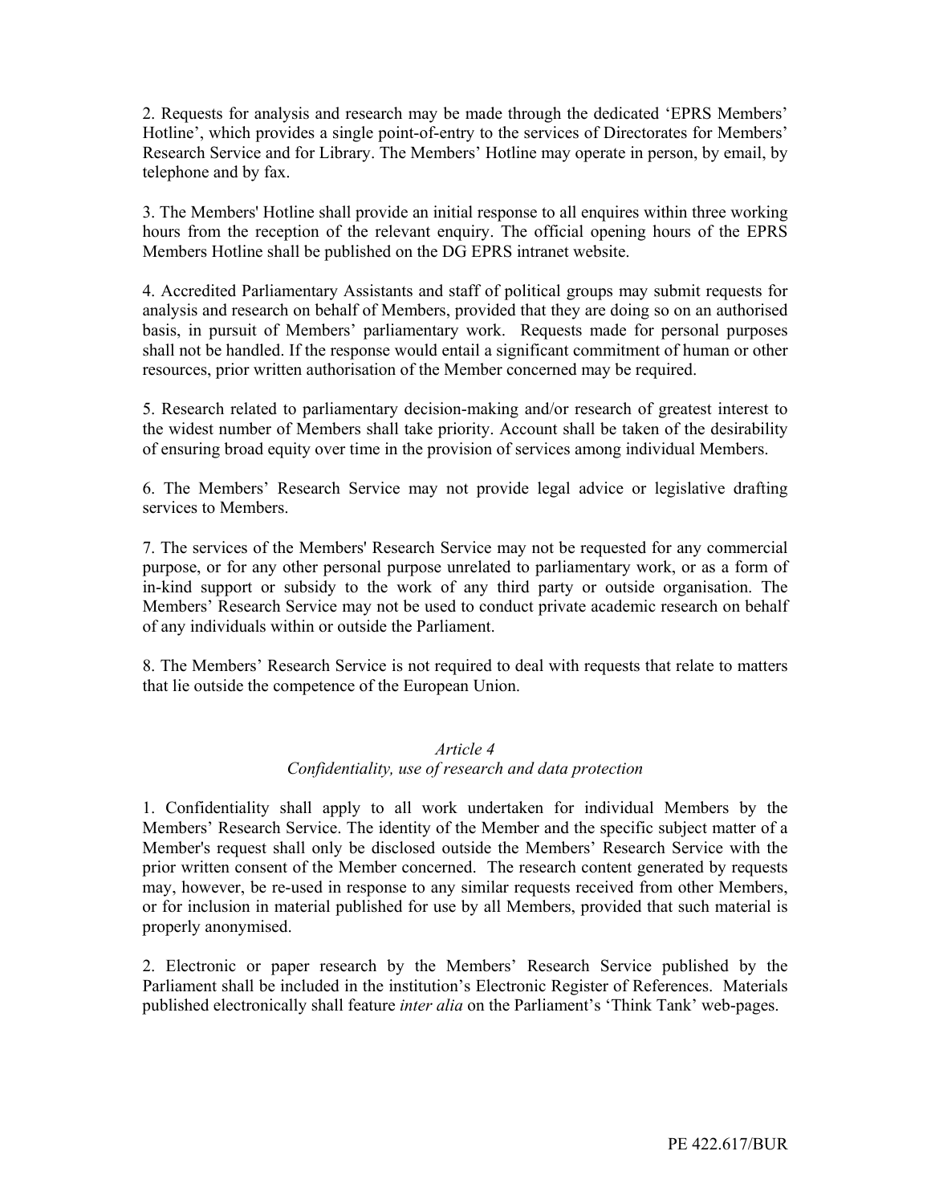2. Requests for analysis and research may be made through the dedicated 'EPRS Members' Hotline', which provides a single point-of-entry to the services of Directorates for Members' Research Service and for Library. The Members' Hotline may operate in person, by email, by telephone and by fax.

3. The Members' Hotline shall provide an initial response to all enquires within three working hours from the reception of the relevant enquiry. The official opening hours of the EPRS Members Hotline shall be published on the DG EPRS intranet website.

4. Accredited Parliamentary Assistants and staff of political groups may submit requests for analysis and research on behalf of Members, provided that they are doing so on an authorised basis, in pursuit of Members' parliamentary work. Requests made for personal purposes shall not be handled. If the response would entail a significant commitment of human or other resources, prior written authorisation of the Member concerned may be required.

5. Research related to parliamentary decision-making and/or research of greatest interest to the widest number of Members shall take priority. Account shall be taken of the desirability of ensuring broad equity over time in the provision of services among individual Members.

6. The Members' Research Service may not provide legal advice or legislative drafting services to Members.

7. The services of the Members' Research Service may not be requested for any commercial purpose, or for any other personal purpose unrelated to parliamentary work, or as a form of in-kind support or subsidy to the work of any third party or outside organisation. The Members' Research Service may not be used to conduct private academic research on behalf of any individuals within or outside the Parliament.

8. The Members' Research Service is not required to deal with requests that relate to matters that lie outside the competence of the European Union.

*Article 4*
*Confidentiality, use of research and data protection*

1. Confidentiality shall apply to all work undertaken for individual Members by the Members' Research Service. The identity of the Member and the specific subject matter of a Member's request shall only be disclosed outside the Members' Research Service with the prior written consent of the Member concerned. The research content generated by requests may, however, be re-used in response to any similar requests received from other Members, or for inclusion in material published for use by all Members, provided that such material is properly anonymised.

2. Electronic or paper research by the Members' Research Service published by the Parliament shall be included in the institution's Electronic Register of References. Materials published electronically shall feature *inter alia* on the Parliament's 'Think Tank' web-pages.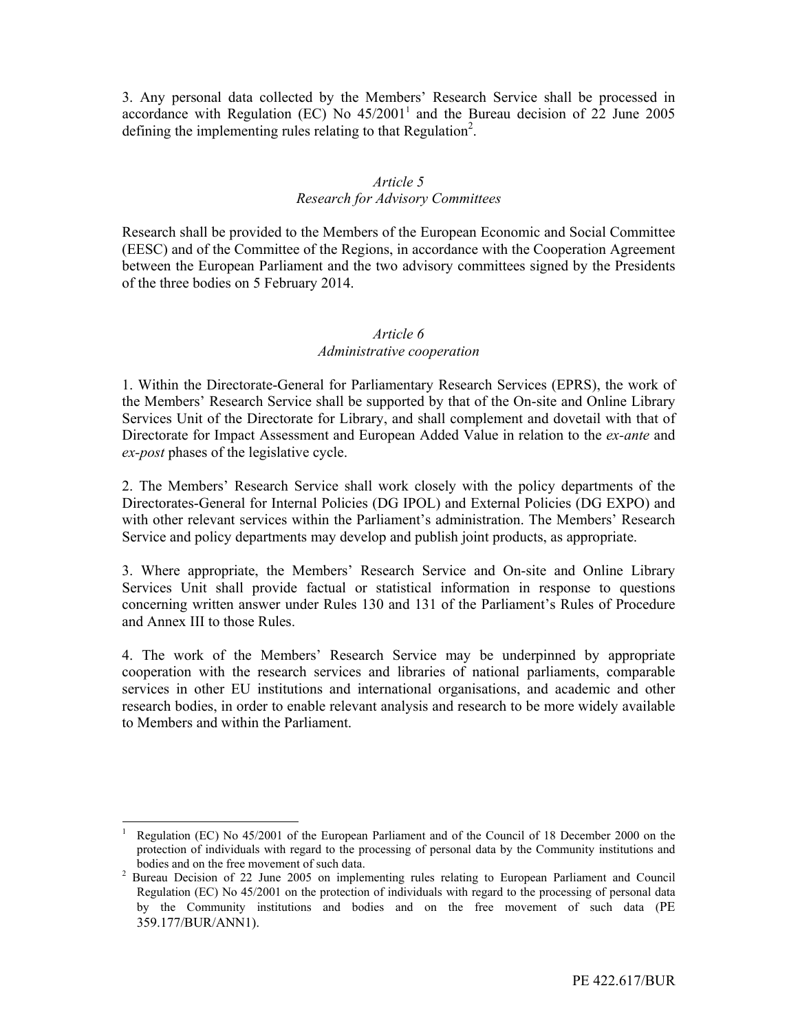3. Any personal data collected by the Members' Research Service shall be processed in accordance with Regulation (EC) No 45/2001[1] and the Bureau decision of 22 June 2005 defining the implementing rules relating to that Regulation[2].

*Article 5*
*Research for Advisory Committees*

Research shall be provided to the Members of the European Economic and Social Committee (EESC) and of the Committee of the Regions, in accordance with the Cooperation Agreement between the European Parliament and the two advisory committees signed by the Presidents of the three bodies on 5 February 2014.

*Article 6*
*Administrative cooperation*

1. Within the Directorate-General for Parliamentary Research Services (EPRS), the work of the Members' Research Service shall be supported by that of the On-site and Online Library Services Unit of the Directorate for Library, and shall complement and dovetail with that of Directorate for Impact Assessment and European Added Value in relation to the *ex-ante* and *ex-post* phases of the legislative cycle.

2. The Members' Research Service shall work closely with the policy departments of the Directorates-General for Internal Policies (DG IPOL) and External Policies (DG EXPO) and with other relevant services within the Parliament's administration. The Members' Research Service and policy departments may develop and publish joint products, as appropriate.

3. Where appropriate, the Members' Research Service and On-site and Online Library Services Unit shall provide factual or statistical information in response to questions concerning written answer under Rules 130 and 131 of the Parliament's Rules of Procedure and Annex III to those Rules.

4. The work of the Members' Research Service may be underpinned by appropriate cooperation with the research services and libraries of national parliaments, comparable services in other EU institutions and international organisations, and academic and other research bodies, in order to enable relevant analysis and research to be more widely available to Members and within the Parliament.

---

[1] Regulation (EC) No 45/2001 of the European Parliament and of the Council of 18 December 2000 on the protection of individuals with regard to the processing of personal data by the Community institutions and bodies and on the free movement of such data.

[2] Bureau Decision of 22 June 2005 on implementing rules relating to European Parliament and Council Regulation (EC) No 45/2001 on the protection of individuals with regard to the processing of personal data by the Community institutions and bodies and on the free movement of such data (PE 359.177/BUR/ANN1).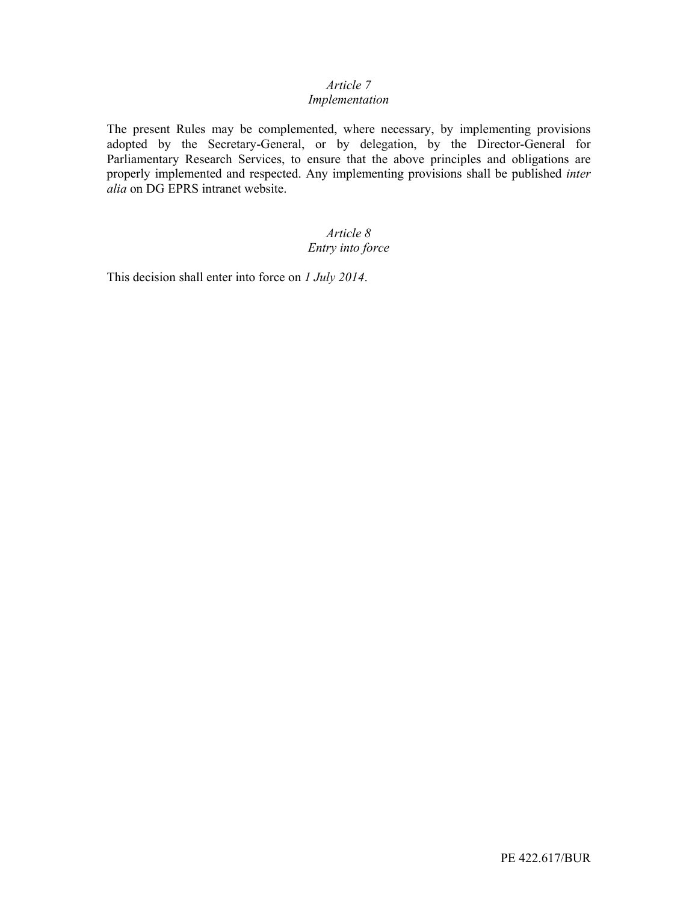*Article 7*
*Implementation*

The present Rules may be complemented, where necessary, by implementing provisions adopted by the Secretary-General, or by delegation, by the Director-General for Parliamentary Research Services, to ensure that the above principles and obligations are properly implemented and respected. Any implementing provisions shall be published *inter alia* on DG EPRS intranet website.

*Article 8*
*Entry into force*

This decision shall enter into force on *1 July 2014*.